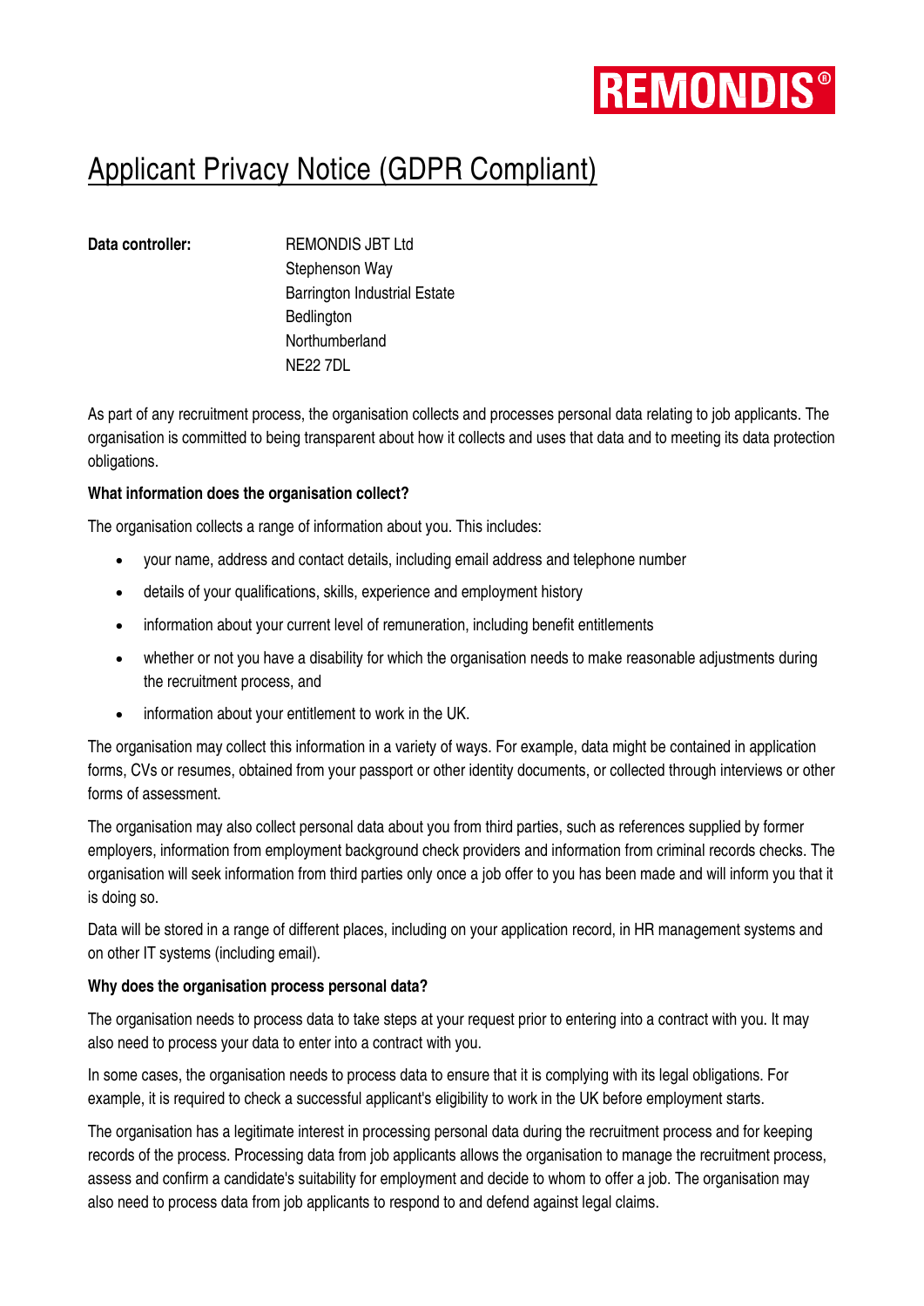REMONDIS®

# Applicant Privacy Notice (GDPR Compliant)

**Data controller:** REMONDIS JBT Ltd
Stephenson Way
Barrington Industrial Estate
Bedlington
Northumberland
NE22 7DL

As part of any recruitment process, the organisation collects and processes personal data relating to job applicants. The organisation is committed to being transparent about how it collects and uses that data and to meeting its data protection obligations.

**What information does the organisation collect?**

The organisation collects a range of information about you. This includes:

- your name, address and contact details, including email address and telephone number
- details of your qualifications, skills, experience and employment history
- information about your current level of remuneration, including benefit entitlements
- whether or not you have a disability for which the organisation needs to make reasonable adjustments during the recruitment process, and
- information about your entitlement to work in the UK.

The organisation may collect this information in a variety of ways. For example, data might be contained in application forms, CVs or resumes, obtained from your passport or other identity documents, or collected through interviews or other forms of assessment.

The organisation may also collect personal data about you from third parties, such as references supplied by former employers, information from employment background check providers and information from criminal records checks. The organisation will seek information from third parties only once a job offer to you has been made and will inform you that it is doing so.

Data will be stored in a range of different places, including on your application record, in HR management systems and on other IT systems (including email).

**Why does the organisation process personal data?**

The organisation needs to process data to take steps at your request prior to entering into a contract with you. It may also need to process your data to enter into a contract with you.

In some cases, the organisation needs to process data to ensure that it is complying with its legal obligations. For example, it is required to check a successful applicant's eligibility to work in the UK before employment starts.

The organisation has a legitimate interest in processing personal data during the recruitment process and for keeping records of the process. Processing data from job applicants allows the organisation to manage the recruitment process, assess and confirm a candidate's suitability for employment and decide to whom to offer a job. The organisation may also need to process data from job applicants to respond to and defend against legal claims.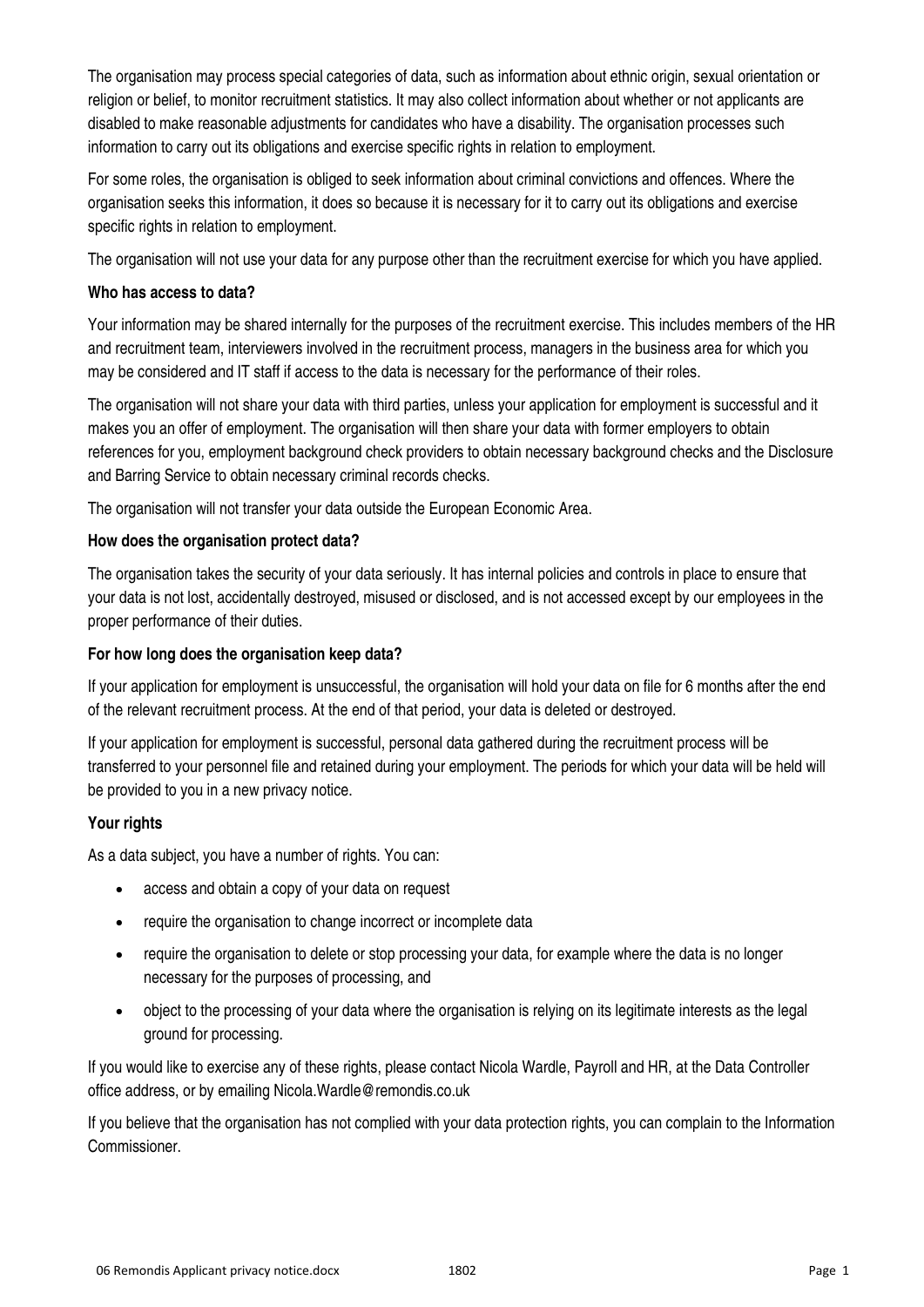The organisation may process special categories of data, such as information about ethnic origin, sexual orientation or religion or belief, to monitor recruitment statistics. It may also collect information about whether or not applicants are disabled to make reasonable adjustments for candidates who have a disability. The organisation processes such information to carry out its obligations and exercise specific rights in relation to employment.

For some roles, the organisation is obliged to seek information about criminal convictions and offences. Where the organisation seeks this information, it does so because it is necessary for it to carry out its obligations and exercise specific rights in relation to employment.

The organisation will not use your data for any purpose other than the recruitment exercise for which you have applied.

**Who has access to data?**

Your information may be shared internally for the purposes of the recruitment exercise. This includes members of the HR and recruitment team, interviewers involved in the recruitment process, managers in the business area for which you may be considered and IT staff if access to the data is necessary for the performance of their roles.

The organisation will not share your data with third parties, unless your application for employment is successful and it makes you an offer of employment. The organisation will then share your data with former employers to obtain references for you, employment background check providers to obtain necessary background checks and the Disclosure and Barring Service to obtain necessary criminal records checks.

The organisation will not transfer your data outside the European Economic Area.

**How does the organisation protect data?**

The organisation takes the security of your data seriously. It has internal policies and controls in place to ensure that your data is not lost, accidentally destroyed, misused or disclosed, and is not accessed except by our employees in the proper performance of their duties.

**For how long does the organisation keep data?**

If your application for employment is unsuccessful, the organisation will hold your data on file for 6 months after the end of the relevant recruitment process. At the end of that period, your data is deleted or destroyed.

If your application for employment is successful, personal data gathered during the recruitment process will be transferred to your personnel file and retained during your employment. The periods for which your data will be held will be provided to you in a new privacy notice.

**Your rights**

As a data subject, you have a number of rights. You can:

- access and obtain a copy of your data on request
- require the organisation to change incorrect or incomplete data
- require the organisation to delete or stop processing your data, for example where the data is no longer necessary for the purposes of processing, and
- object to the processing of your data where the organisation is relying on its legitimate interests as the legal ground for processing.

If you would like to exercise any of these rights, please contact Nicola Wardle, Payroll and HR, at the Data Controller office address, or by emailing Nicola.Wardle@remondis.co.uk

If you believe that the organisation has not complied with your data protection rights, you can complain to the Information Commissioner.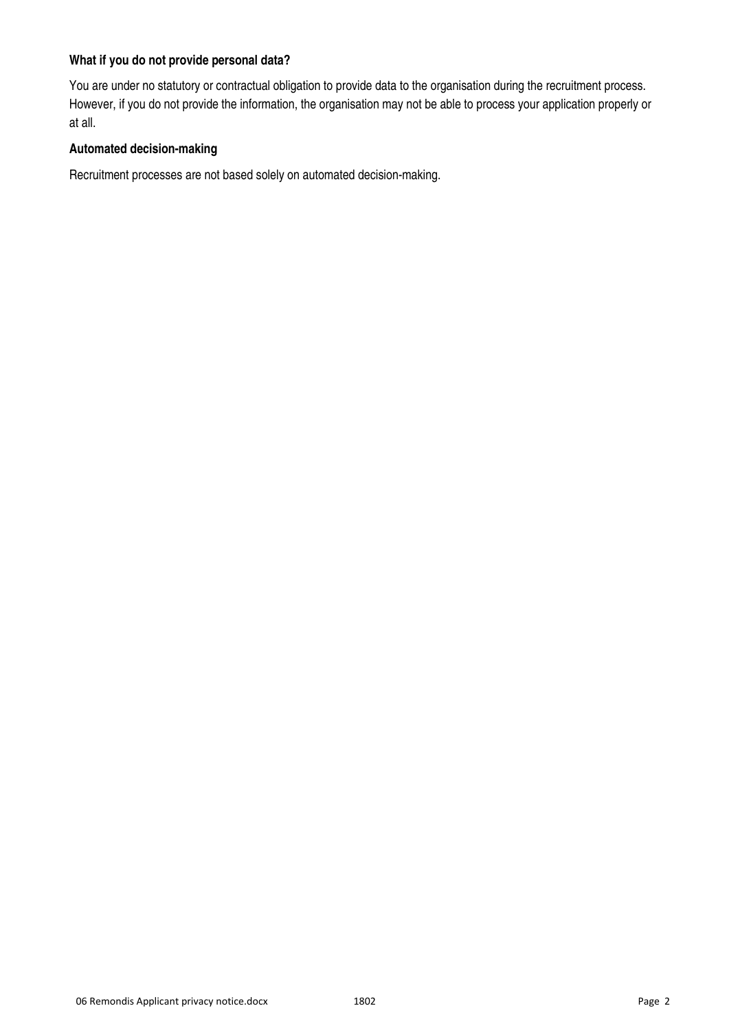### What if you do not provide personal data?

You are under no statutory or contractual obligation to provide data to the organisation during the recruitment process. However, if you do not provide the information, the organisation may not be able to process your application properly or at all.

### Automated decision-making

Recruitment processes are not based solely on automated decision-making.